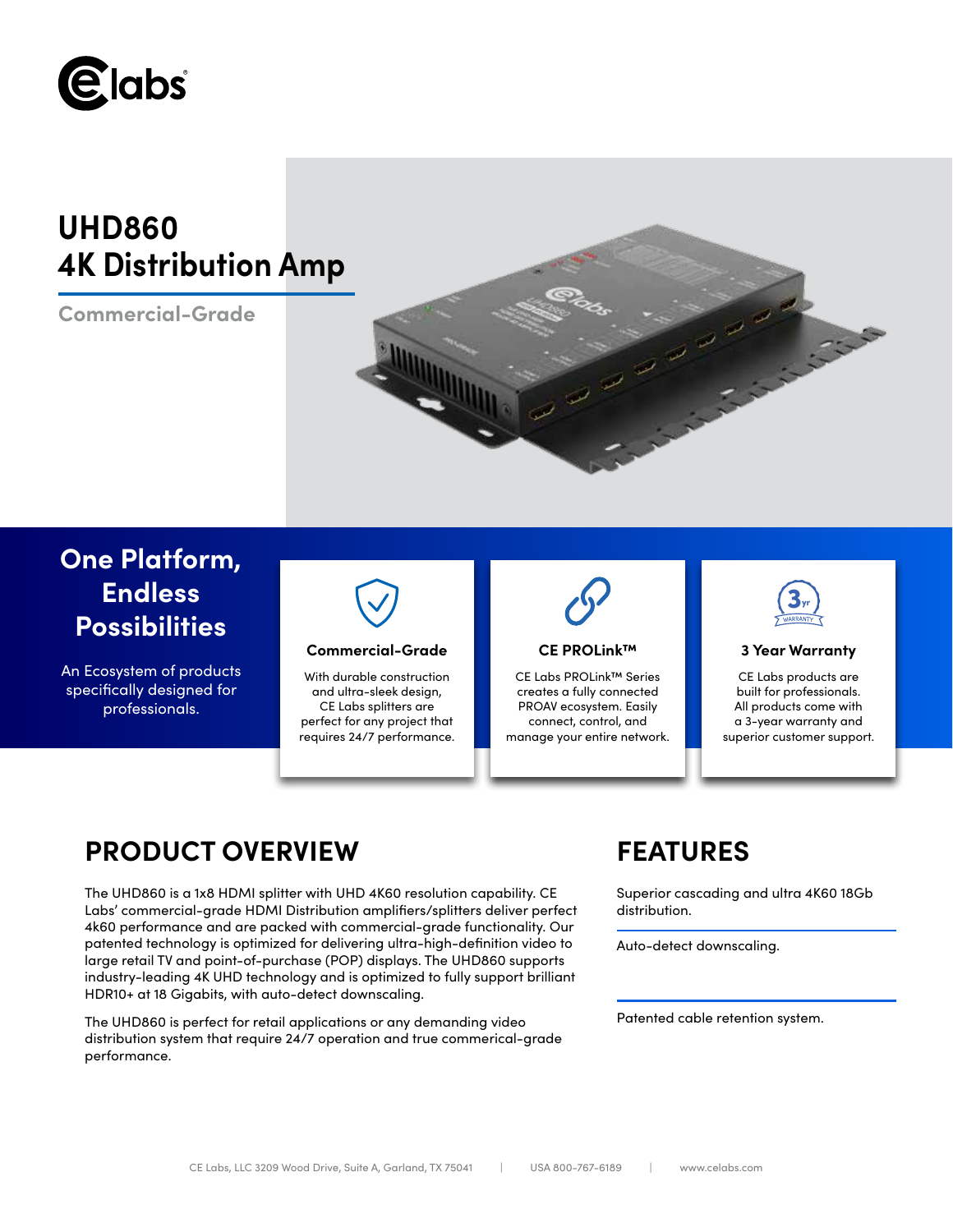# UHD860
# 4K Distribution Amp

**Commercial-Grade**

## One Platform, Endless Possibilities

An Ecosystem of products specifically designed for professionals.

### Commercial-Grade

With durable construction and ultra-sleek design, CE Labs splitters are perfect for any project that requires 24/7 performance.

### CE PROLink™

CE Labs PROLink™ Series creates a fully connected PROAV ecosystem. Easily connect, control, and manage your entire network.

### 3 Year Warranty

CE Labs products are built for professionals. All products come with a 3-year warranty and superior customer support.

## PRODUCT OVERVIEW

The UHD860 is a 1x8 HDMI splitter with UHD 4K60 resolution capability. CE Labs' commercial-grade HDMI Distribution amplifiers/splitters deliver perfect 4k60 performance and are packed with commercial-grade functionality. Our patented technology is optimized for delivering ultra-high-definition video to large retail TV and point-of-purchase (POP) displays. The UHD860 supports industry-leading 4K UHD technology and is optimized to fully support brilliant HDR10+ at 18 Gigabits, with auto-detect downscaling.

The UHD860 is perfect for retail applications or any demanding video distribution system that require 24/7 operation and true commerical-grade performance.

## FEATURES

Superior cascading and ultra 4K60 18Gb distribution.

Auto-detect downscaling.

Patented cable retention system.

CE Labs, LLC 3209 Wood Drive, Suite A, Garland, TX 75041 | USA 800-767-6189 | www.celabs.com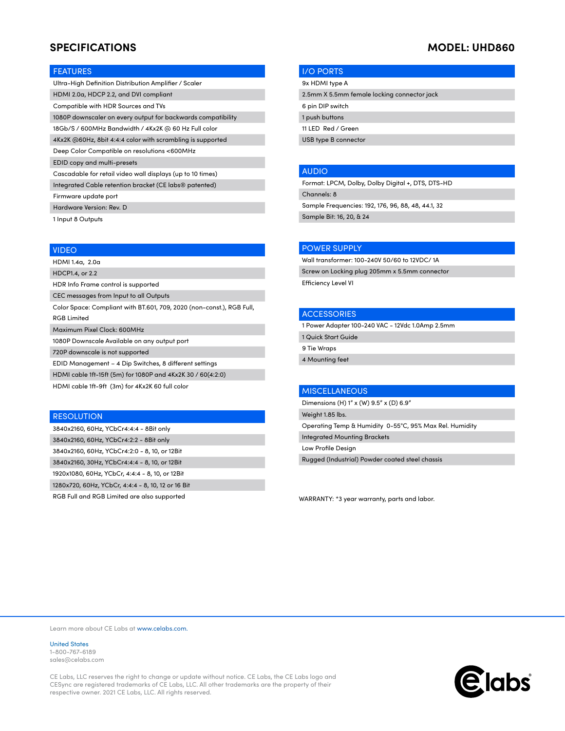# SPECIFICATIONS

## MODEL: UHD860

### FEATURES

- Ultra-High Definition Distribution Amplifier / Scaler
- HDMI 2.0a, HDCP 2.2, and DVI compliant
- Compatible with HDR Sources and TVs
- 1080P downscaler on every output for backwards compatibility
- 18Gb/S / 600MHz Bandwidth / 4Kx2K @ 60 Hz Full color
- 4Kx2K @60Hz, 8bit 4:4:4 color with scrambling is supported
- Deep Color Compatible on resolutions <600MHz
- EDID copy and multi-presets
- Cascadable for retail video wall displays (up to 10 times)
- Integrated Cable retention bracket (CE labs® patented)
- Firmware update port
- Hardware Version: Rev. D
- 1 Input 8 Outputs

### VIDEO

- HDMI 1.4a, 2.0a
- HDCP1.4, or 2.2
- HDR Info Frame control is supported
- CEC messages from Input to all Outputs
- Color Space: Compliant with BT.601, 709, 2020 (non-const.), RGB Full, RGB Limited
- Maximum Pixel Clock: 600MHz
- 1080P Downscale Available on any output port
- 720P downscale is not supported
- EDID Management – 4 Dip Switches, 8 different settings
- HDMI cable 1ft-15ft (5m) for 1080P and 4Kx2K 30 / 60(4:2:0)
- HDMI cable 1ft-9ft (3m) for 4Kx2K 60 full color

### RESOLUTION

- 3840x2160, 60Hz, YCbCr4:4:4 - 8Bit only
- 3840x2160, 60Hz, YCbCr4:2:2 - 8Bit only
- 3840x2160, 60Hz, YCbCr4:2:0 - 8, 10, or 12Bit
- 3840x2160, 30Hz, YCbCr4:4:4 - 8, 10, or 12Bit
- 1920x1080, 60Hz, YCbCr, 4:4:4 - 8, 10, or 12Bit
- 1280x720, 60Hz, YCbCr, 4:4:4 - 8, 10, 12 or 16 Bit
- RGB Full and RGB Limited are also supported

### I/O PORTS

- 9x HDMI type A
- 2.5mm X 5.5mm female locking connector jack
- 6 pin DIP switch
- 1 push buttons
- 11 LED Red / Green
- USB type B connector

### AUDIO

- Format: LPCM, Dolby, Dolby Digital +, DTS, DTS-HD
- Channels: 8
- Sample Frequencies: 192, 176, 96, 88, 48, 44.1, 32
- Sample Bit: 16, 20, & 24

### POWER SUPPLY

- Wall transformer: 100-240V 50/60 to 12VDC/ 1A
- Screw on Locking plug 205mm x 5.5mm connector
- Efficiency Level VI

### ACCESSORIES

- 1 Power Adapter 100-240 VAC - 12Vdc 1.0Amp 2.5mm
- 1 Quick Start Guide
- 9 Tie Wraps
- 4 Mounting feet

### MISCELLANEOUS

- Dimensions (H) 1" x (W) 9.5" x (D) 6.9"
- Weight 1.85 lbs.
- Operating Temp & Humidity 0-55°C, 95% Max Rel. Humidity
- Integrated Mounting Brackets
- Low Profile Design
- Rugged (Industrial) Powder coated steel chassis

WARRANTY: *3 year warranty, parts and labor.

Learn more about CE Labs at www.celabs.com.

United States
1-800-767-6189
sales@celabs.com

CE Labs, LLC reserves the right to change or update without notice. CE Labs, the CE Labs logo and CESync are registered trademarks of CE Labs, LLC. All other trademarks are the property of their respective owner. 2021 CE Labs, LLC. All rights reserved.